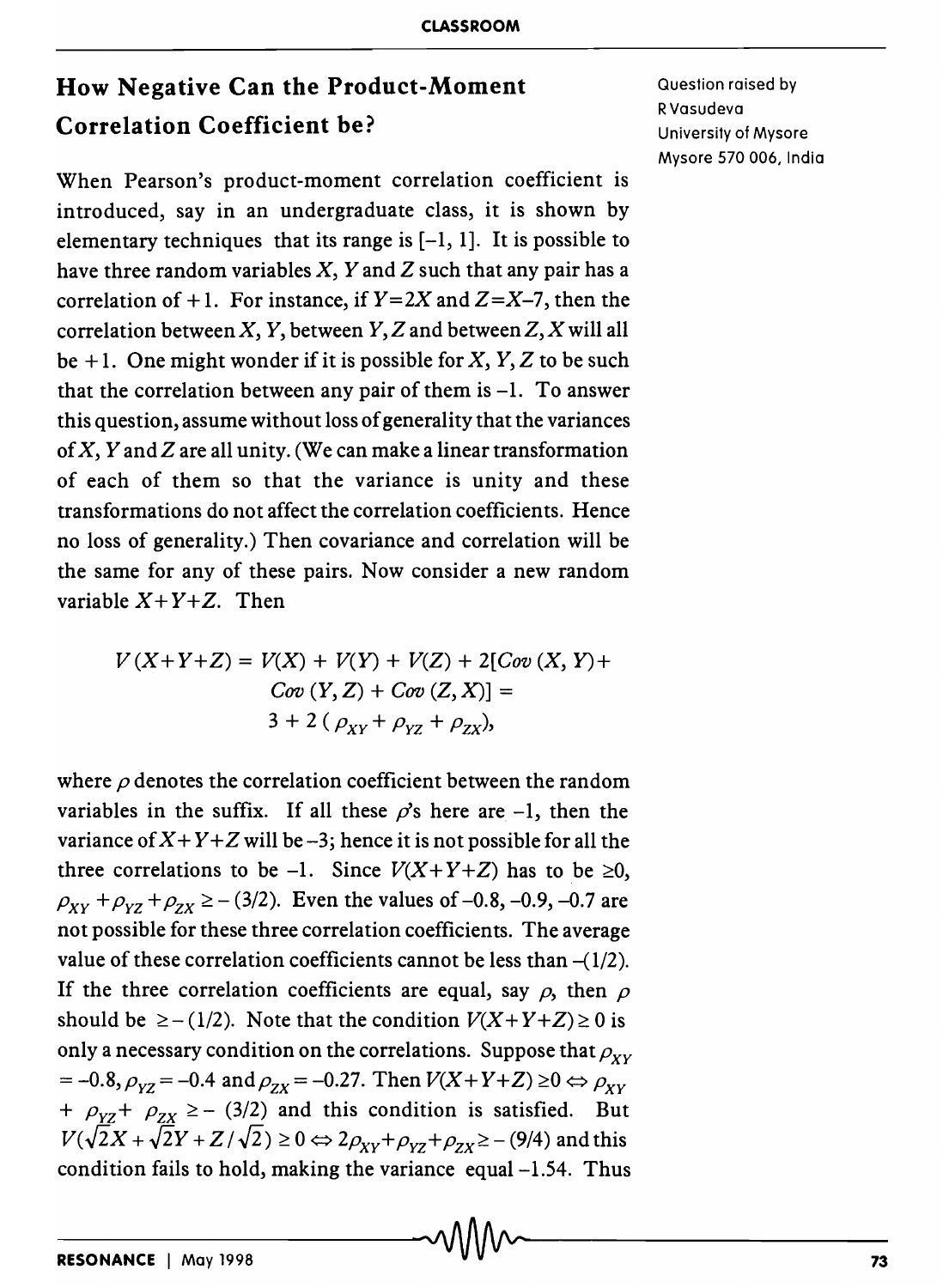# How Negative Can the Product-Moment Correlation Coefficient be?

Question raised by
R Vasudeva
University of Mysore
Mysore 570 006, India

When Pearson's product-moment correlation coefficient is introduced, say in an undergraduate class, it is shown by elementary techniques that its range is $[-1, 1]$. It is possible to have three random variables $X$, $Y$ and $Z$ such that any pair has a correlation of $+1$. For instance, if $Y=2X$ and $Z=X-7$, then the correlation between $X, Y$, between $Y, Z$ and between $Z, X$ will all be $+1$. One might wonder if it is possible for $X, Y, Z$ to be such that the correlation between any pair of them is $-1$. To answer this question, assume without loss of generality that the variances of $X$, $Y$ and $Z$ are all unity. (We can make a linear transformation of each of them so that the variance is unity and these transformations do not affect the correlation coefficients. Hence no loss of generality.) Then covariance and correlation will be the same for any of these pairs. Now consider a new random variable $X+Y+Z$. Then

$$V(X+Y+Z) = V(X) + V(Y) + V(Z) + 2[Cov(X, Y) + Cov(Y, Z) + Cov(Z, X)] = 3 + 2(\rho_{XY} + \rho_{YZ} + \rho_{ZX}),$$

where $\rho$ denotes the correlation coefficient between the random variables in the suffix. If all these $\rho$'s here are $-1$, then the variance of $X+Y+Z$ will be $-3$; hence it is not possible for all the three correlations to be $-1$. Since $V(X+Y+Z)$ has to be $\geq 0$, $\rho_{XY} + \rho_{YZ} + \rho_{ZX} \geq -(3/2)$. Even the values of $-0.8$, $-0.9$, $-0.7$ are not possible for these three correlation coefficients. The average value of these correlation coefficients cannot be less than $-(1/2)$. If the three correlation coefficients are equal, say $\rho$, then $\rho$ should be $\geq -(1/2)$. Note that the condition $V(X+Y+Z) \geq 0$ is only a necessary condition on the correlations. Suppose that $\rho_{XY} = -0.8$, $\rho_{YZ} = -0.4$ and $\rho_{ZX} = -0.27$. Then $V(X+Y+Z) \geq 0 \Leftrightarrow \rho_{XY} + \rho_{YZ} + \rho_{ZX} \geq -(3/2)$ and this condition is satisfied. But $V(\sqrt{2}X + \sqrt{2}Y + Z/\sqrt{2}) \geq 0 \Leftrightarrow 2\rho_{XY} + \rho_{YZ} + \rho_{ZX} \geq -(9/4)$ and this condition fails to hold, making the variance equal $-1.54$. Thus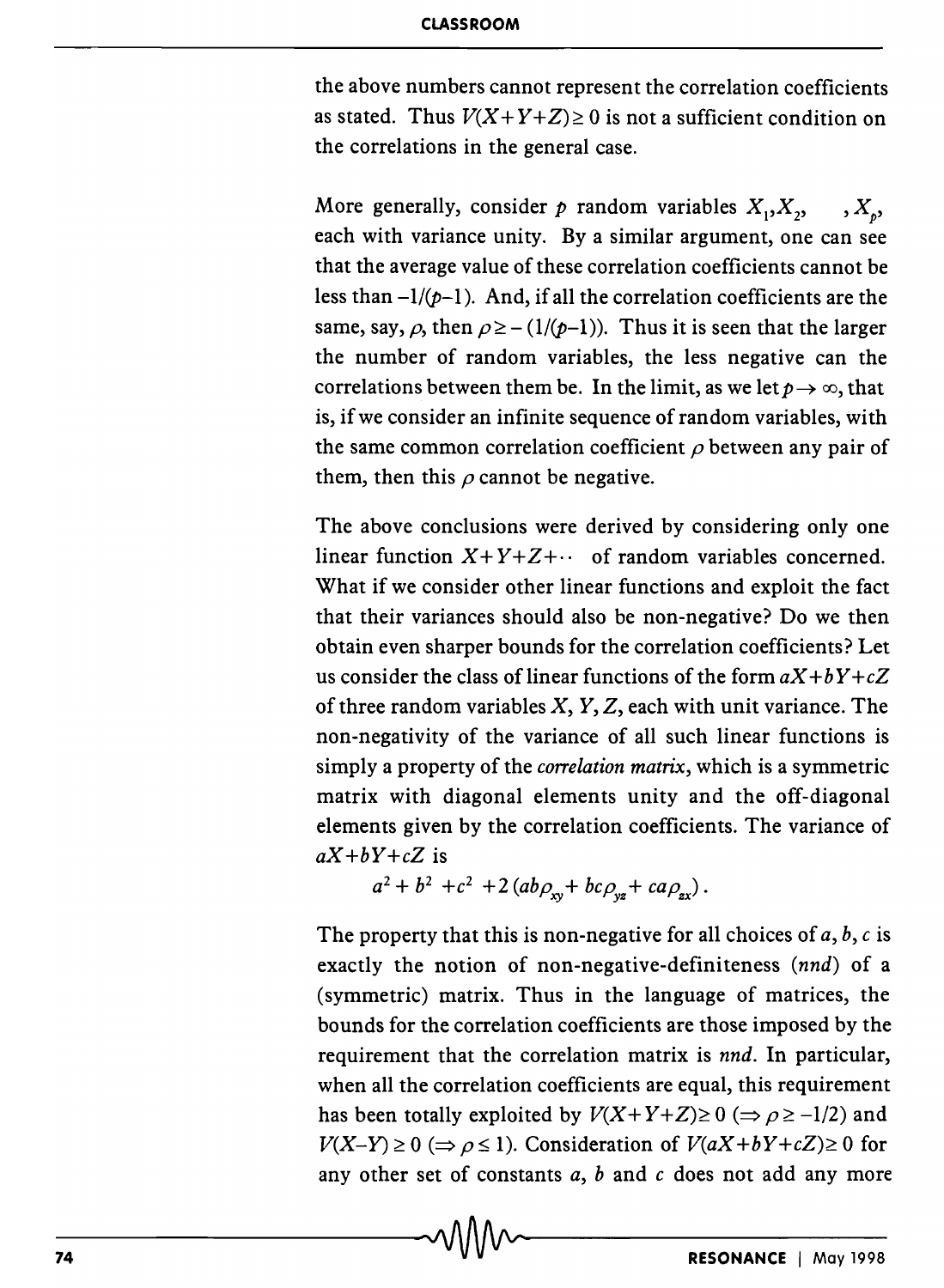the above numbers cannot represent the correlation coefficients as stated. Thus $V(X+Y+Z) \geq 0$ is not a sufficient condition on the correlations in the general case.

More generally, consider $p$ random variables $X_1, X_2, \quad , X_p$, each with variance unity. By a similar argument, one can see that the average value of these correlation coefficients cannot be less than $-1/(p-1)$. And, if all the correlation coefficients are the same, say, $\rho$, then $\rho \geq -(1/(p-1))$. Thus it is seen that the larger the number of random variables, the less negative can the correlations between them be. In the limit, as we let $p \rightarrow \infty$, that is, if we consider an infinite sequence of random variables, with the same common correlation coefficient $\rho$ between any pair of them, then this $\rho$ cannot be negative.

The above conclusions were derived by considering only one linear function $X+Y+Z+\cdots$ of random variables concerned. What if we consider other linear functions and exploit the fact that their variances should also be non-negative? Do we then obtain even sharper bounds for the correlation coefficients? Let us consider the class of linear functions of the form $aX+bY+cZ$ of three random variables $X$, $Y$, $Z$, each with unit variance. The non-negativity of the variance of all such linear functions is simply a property of the *correlation matrix*, which is a symmetric matrix with diagonal elements unity and the off-diagonal elements given by the correlation coefficients. The variance of $aX+bY+cZ$ is

$$a^2 + b^2 + c^2 + 2(ab\rho_{xy} + bc\rho_{yz} + ca\rho_{zx}).$$

The property that this is non-negative for all choices of $a$, $b$, $c$ is exactly the notion of non-negative-definiteness (*nnd*) of a (symmetric) matrix. Thus in the language of matrices, the bounds for the correlation coefficients are those imposed by the requirement that the correlation matrix is *nnd*. In particular, when all the correlation coefficients are equal, this requirement has been totally exploited by $V(X+Y+Z) \geq 0$ ($\Rightarrow \rho \geq -1/2$) and $V(X-Y) \geq 0$ ($\Rightarrow \rho \leq 1$). Consideration of $V(aX+bY+cZ) \geq 0$ for any other set of constants $a$, $b$ and $c$ does not add any more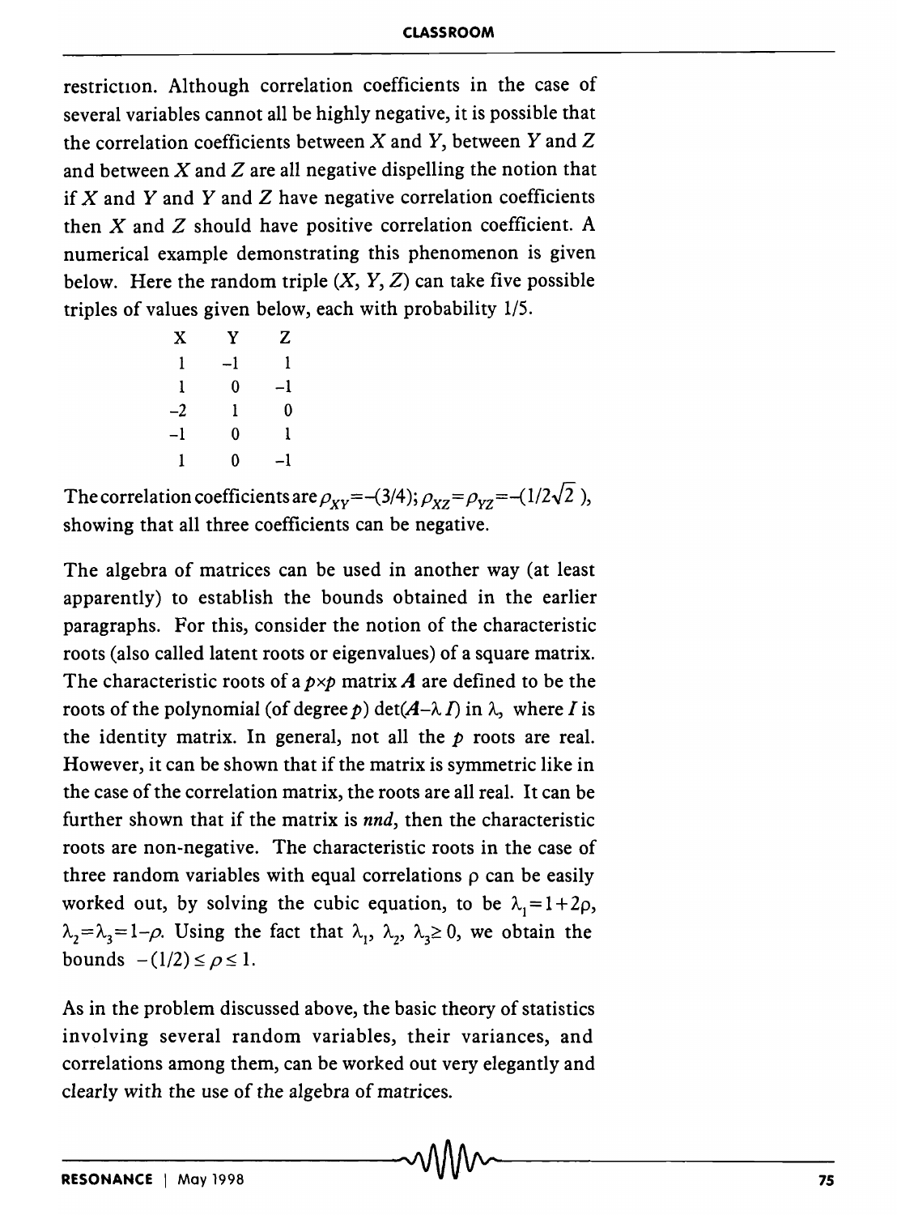restriction. Although correlation coefficients in the case of several variables cannot all be highly negative, it is possible that the correlation coefficients between $X$ and $Y$, between $Y$ and $Z$ and between $X$ and $Z$ are all negative dispelling the notion that if $X$ and $Y$ and $Y$ and $Z$ have negative correlation coefficients then $X$ and $Z$ should have positive correlation coefficient. A numerical example demonstrating this phenomenon is given below. Here the random triple $(X, Y, Z)$ can take five possible triples of values given below, each with probability 1/5.

| X | Y | Z |
|---|---|---|
| 1 | −1 | 1 |
| 1 | 0 | −1 |
| −2 | 1 | 0 |
| −1 | 0 | 1 |
| 1 | 0 | −1 |

The correlation coefficients are $\rho_{XY} = -(3/4)$; $\rho_{XZ} = \rho_{YZ} = -(1/2\sqrt{2})$, showing that all three coefficients can be negative.

The algebra of matrices can be used in another way (at least apparently) to establish the bounds obtained in the earlier paragraphs. For this, consider the notion of the characteristic roots (also called latent roots or eigenvalues) of a square matrix. The characteristic roots of a $p \times p$ matrix $\boldsymbol{A}$ are defined to be the roots of the polynomial (of degree $p$) $\det(\boldsymbol{A} - \lambda I)$ in $\lambda$, where $I$ is the identity matrix. In general, not all the $p$ roots are real. However, it can be shown that if the matrix is symmetric like in the case of the correlation matrix, the roots are all real. It can be further shown that if the matrix is *nnd*, then the characteristic roots are non-negative. The characteristic roots in the case of three random variables with equal correlations $\rho$ can be easily worked out, by solving the cubic equation, to be $\lambda_1 = 1 + 2\rho$, $\lambda_2 = \lambda_3 = 1 - \rho$. Using the fact that $\lambda_1, \lambda_2, \lambda_3 \geq 0$, we obtain the bounds $-(1/2) \leq \rho \leq 1$.

As in the problem discussed above, the basic theory of statistics involving several random variables, their variances, and correlations among them, can be worked out very elegantly and clearly with the use of the algebra of matrices.